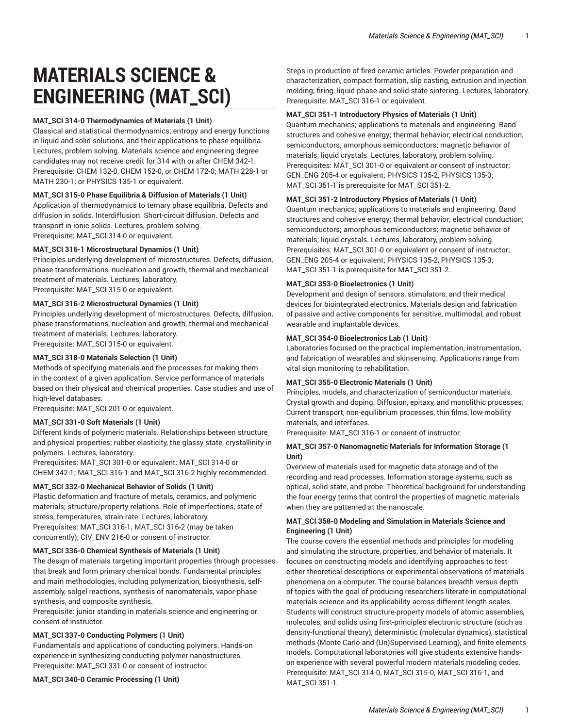# MATERIALS SCIENCE & ENGINEERING (MAT_SCI)

**MAT_SCI 314-0 Thermodynamics of Materials (1 Unit)**
Classical and statistical thermodynamics; entropy and energy functions in liquid and solid solutions, and their applications to phase equilibria. Lectures, problem solving. Materials science and engineering degree candidates may not receive credit for 314 with or after CHEM 342-1.
Prerequisite: CHEM 132-0, CHEM 152-0, or CHEM 172-0; MATH 228-1 or MATH 230-1; or PHYSICS 135-1 or equivalent.

**MAT_SCI 315-0 Phase Equilibria & Diffusion of Materials (1 Unit)**
Application of thermodynamics to ternary phase equilibria. Defects and diffusion in solids. Interdiffusion. Short-circuit diffusion. Defects and transport in ionic solids. Lectures, problem solving.
Prerequisite: MAT_SCI 314-0 or equivalent.

**MAT_SCI 316-1 Microstructural Dynamics (1 Unit)**
Principles underlying development of microstructures. Defects, diffusion, phase transformations, nucleation and growth, thermal and mechanical treatment of materials. Lectures, laboratory.
Prerequisite: MAT_SCI 315-0 or equivalent.

**MAT_SCI 316-2 Microstructural Dynamics (1 Unit)**
Principles underlying development of microstructures. Defects, diffusion, phase transformations, nucleation and growth, thermal and mechanical treatment of materials. Lectures, laboratory.
Prerequisite: MAT_SCI 315-0 or equivalent.

**MAT_SCI 318-0 Materials Selection (1 Unit)**
Methods of specifying materials and the processes for making them in the context of a given application. Service performance of materials based on their physical and chemical properties. Case studies and use of high-level databases.
Prerequisite: MAT_SCI 201-0 or equivalent.

**MAT_SCI 331-0 Soft Materials (1 Unit)**
Different kinds of polymeric materials. Relationships between structure and physical properties; rubber elasticity, the glassy state, crystallinity in polymers. Lectures, laboratory.
Prerequisites: MAT_SCI 301-0 or equivalent; MAT_SCI 314-0 or CHEM 342-1; MAT_SCI 316-1 and MAT_SCI 316-2 highly recommended.

**MAT_SCI 332-0 Mechanical Behavior of Solids (1 Unit)**
Plastic deformation and fracture of metals, ceramics, and polymeric materials; structure/property relations. Role of imperfections, state of stress, temperatures, strain rate. Lectures, laboratory.
Prerequisites: MAT_SCI 316-1; MAT_SCI 316-2 (may be taken concurrently); CIV_ENV 216-0 or consent of instructor.

**MAT_SCI 336-0 Chemical Synthesis of Materials (1 Unit)**
The design of materials targeting important properties through processes that break and form primary chemical bonds. Fundamental principles and main methodologies, including polymerization, biosynthesis, self-assembly, solgel reactions, synthesis of nanomaterials, vapor-phase synthesis, and composite synthesis.
Prerequisite: junior standing in materials science and engineering or consent of instructor.

**MAT_SCI 337-0 Conducting Polymers (1 Unit)**
Fundamentals and applications of conducting polymers. Hands-on experience in synthesizing conducting polymer nanostructures.
Prerequisite: MAT_SCI 331-0 or consent of instructor.

**MAT_SCI 340-0 Ceramic Processing (1 Unit)**
Steps in production of fired ceramic articles. Powder preparation and characterization, compact formation, slip casting, extrusion and injection molding; firing, liquid-phase and solid-state sintering. Lectures, laboratory.
Prerequisite: MAT_SCI 316-1 or equivalent.

**MAT_SCI 351-1 Introductory Physics of Materials (1 Unit)**
Quantum mechanics; applications to materials and engineering. Band structures and cohesive energy; thermal behavior; electrical conduction; semiconductors; amorphous semiconductors; magnetic behavior of materials; liquid crystals. Lectures, laboratory, problem solving.
Prerequisites: MAT_SCI 301-0 or equivalent or consent of instructor; GEN_ENG 205-4 or equivalent; PHYSICS 135-2, PHYSICS 135-3; MAT_SCI 351-1 is prerequisite for MAT_SCI 351-2.

**MAT_SCI 351-2 Introductory Physics of Materials (1 Unit)**
Quantum mechanics; applications to materials and engineering. Band structures and cohesive energy; thermal behavior; electrical conduction; semiconductors; amorphous semiconductors; magnetic behavior of materials; liquid crystals. Lectures, laboratory, problem solving.
Prerequisites: MAT_SCI 301-0 or equivalent or consent of instructor; GEN_ENG 205-4 or equivalent; PHYSICS 135-2, PHYSICS 135-3; MAT_SCI 351-1 is prerequisite for MAT_SCI 351-2.

**MAT_SCI 353-0 Bioelectronics (1 Unit)**
Development and design of sensors, stimulators, and their medical devices for biointegrated electronics. Materials design and fabrication of passive and active components for sensitive, multimodal, and robust wearable and implantable devices.

**MAT_SCI 354-0 Bioelectronics Lab (1 Unit)**
Laboratories focused on the practical implementation, instrumentation, and fabrication of wearables and skinsensing. Applications range from vital sign monitoring to rehabilitation.

**MAT_SCI 355-0 Electronic Materials (1 Unit)**
Principles, models, and characterization of semiconductor materials. Crystal growth and doping. Diffusion, epitaxy, and monolithic processes. Current transport, non-equilibrium processes, thin films, low-mobility materials, and interfaces.
Prerequisite: MAT_SCI 316-1 or consent of instructor.

**MAT_SCI 357-0 Nanomagnetic Materials for Information Storage (1 Unit)**
Overview of materials used for magnetic data storage and of the recording and read processes. Information storage systems, such as optical, solid-state, and probe. Theoretical background for understanding the four energy terms that control the properties of magnetic materials when they are patterned at the nanoscale.

**MAT_SCI 358-0 Modeling and Simulation in Materials Science and Engineering (1 Unit)**
The course covers the essential methods and principles for modeling and simulating the structure, properties, and behavior of materials. It focuses on constructing models and identifying approaches to test either theoretical descriptions or experimental observations of materials phenomena on a computer. The course balances breadth versus depth of topics with the goal of producing researchers literate in computational materials science and its applicability across different length scales. Students will construct structure-property models of atomic assemblies, molecules, and solids using first-principles electronic structure (such as density-functional theory), deterministic (molecular dynamics), statistical methods (Monte Carlo and (Un)Supervised Learning), and finite elements models. Computational laboratories will give students extensive hands-on experience with several powerful modern materials modeling codes.
Prerequisite: MAT_SCI 314-0, MAT_SCI 315-0, MAT_SCI 316-1, and MAT_SCI 351-1.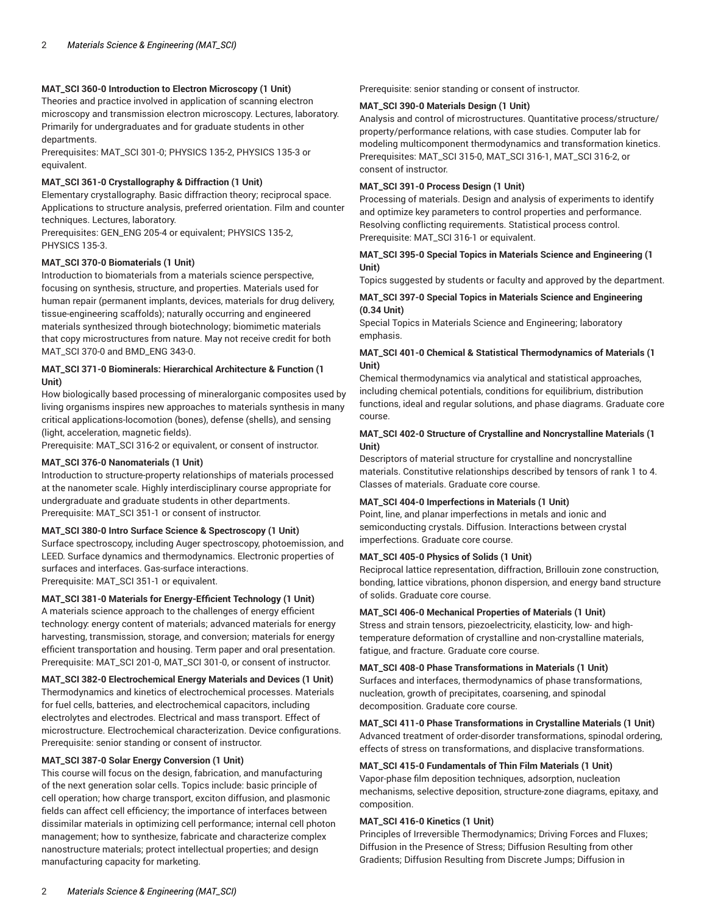**MAT_SCI 360-0 Introduction to Electron Microscopy (1 Unit)**
Theories and practice involved in application of scanning electron microscopy and transmission electron microscopy. Lectures, laboratory. Primarily for undergraduates and for graduate students in other departments.
Prerequisites: MAT_SCI 301-0; PHYSICS 135-2, PHYSICS 135-3 or equivalent.

**MAT_SCI 361-0 Crystallography & Diffraction (1 Unit)**
Elementary crystallography. Basic diffraction theory; reciprocal space. Applications to structure analysis, preferred orientation. Film and counter techniques. Lectures, laboratory.
Prerequisites: GEN_ENG 205-4 or equivalent; PHYSICS 135-2, PHYSICS 135-3.

**MAT_SCI 370-0 Biomaterials (1 Unit)**
Introduction to biomaterials from a materials science perspective, focusing on synthesis, structure, and properties. Materials used for human repair (permanent implants, devices, materials for drug delivery, tissue-engineering scaffolds); naturally occurring and engineered materials synthesized through biotechnology; biomimetic materials that copy microstructures from nature. May not receive credit for both MAT_SCI 370-0 and BMD_ENG 343-0.

**MAT_SCI 371-0 Biominerals: Hierarchical Architecture & Function (1 Unit)**
How biologically based processing of mineralorganic composites used by living organisms inspires new approaches to materials synthesis in many critical applications-locomotion (bones), defense (shells), and sensing (light, acceleration, magnetic fields).
Prerequisite: MAT_SCI 316-2 or equivalent, or consent of instructor.

**MAT_SCI 376-0 Nanomaterials (1 Unit)**
Introduction to structure-property relationships of materials processed at the nanometer scale. Highly interdisciplinary course appropriate for undergraduate and graduate students in other departments.
Prerequisite: MAT_SCI 351-1 or consent of instructor.

**MAT_SCI 380-0 Intro Surface Science & Spectroscopy (1 Unit)**
Surface spectroscopy, including Auger spectroscopy, photoemission, and LEED. Surface dynamics and thermodynamics. Electronic properties of surfaces and interfaces. Gas-surface interactions.
Prerequisite: MAT_SCI 351-1 or equivalent.

**MAT_SCI 381-0 Materials for Energy-Efficient Technology (1 Unit)**
A materials science approach to the challenges of energy efficient technology: energy content of materials; advanced materials for energy harvesting, transmission, storage, and conversion; materials for energy efficient transportation and housing. Term paper and oral presentation.
Prerequisite: MAT_SCI 201-0, MAT_SCI 301-0, or consent of instructor.

**MAT_SCI 382-0 Electrochemical Energy Materials and Devices (1 Unit)**
Thermodynamics and kinetics of electrochemical processes. Materials for fuel cells, batteries, and electrochemical capacitors, including electrolytes and electrodes. Electrical and mass transport. Effect of microstructure. Electrochemical characterization. Device configurations.
Prerequisite: senior standing or consent of instructor.

**MAT_SCI 387-0 Solar Energy Conversion (1 Unit)**
This course will focus on the design, fabrication, and manufacturing of the next generation solar cells. Topics include: basic principle of cell operation; how charge transport, exciton diffusion, and plasmonic fields can affect cell efficiency; the importance of interfaces between dissimilar materials in optimizing cell performance; internal cell photon management; how to synthesize, fabricate and characterize complex nanostructure materials; protect intellectual properties; and design manufacturing capacity for marketing.
Prerequisite: senior standing or consent of instructor.

**MAT_SCI 390-0 Materials Design (1 Unit)**
Analysis and control of microstructures. Quantitative process/structure/property/performance relations, with case studies. Computer lab for modeling multicomponent thermodynamics and transformation kinetics.
Prerequisites: MAT_SCI 315-0, MAT_SCI 316-1, MAT_SCI 316-2, or consent of instructor.

**MAT_SCI 391-0 Process Design (1 Unit)**
Processing of materials. Design and analysis of experiments to identify and optimize key parameters to control properties and performance. Resolving conflicting requirements. Statistical process control.
Prerequisite: MAT_SCI 316-1 or equivalent.

**MAT_SCI 395-0 Special Topics in Materials Science and Engineering (1 Unit)**
Topics suggested by students or faculty and approved by the department.

**MAT_SCI 397-0 Special Topics in Materials Science and Engineering (0.34 Unit)**
Special Topics in Materials Science and Engineering; laboratory emphasis.

**MAT_SCI 401-0 Chemical & Statistical Thermodynamics of Materials (1 Unit)**
Chemical thermodynamics via analytical and statistical approaches, including chemical potentials, conditions for equilibrium, distribution functions, ideal and regular solutions, and phase diagrams. Graduate core course.

**MAT_SCI 402-0 Structure of Crystalline and Noncrystalline Materials (1 Unit)**
Descriptors of material structure for crystalline and noncrystalline materials. Constitutive relationships described by tensors of rank 1 to 4. Classes of materials. Graduate core course.

**MAT_SCI 404-0 Imperfections in Materials (1 Unit)**
Point, line, and planar imperfections in metals and ionic and semiconducting crystals. Diffusion. Interactions between crystal imperfections. Graduate core course.

**MAT_SCI 405-0 Physics of Solids (1 Unit)**
Reciprocal lattice representation, diffraction, Brillouin zone construction, bonding, lattice vibrations, phonon dispersion, and energy band structure of solids. Graduate core course.

**MAT_SCI 406-0 Mechanical Properties of Materials (1 Unit)**
Stress and strain tensors, piezoelectricity, elasticity, low- and high-temperature deformation of crystalline and non-crystalline materials, fatigue, and fracture. Graduate core course.

**MAT_SCI 408-0 Phase Transformations in Materials (1 Unit)**
Surfaces and interfaces, thermodynamics of phase transformations, nucleation, growth of precipitates, coarsening, and spinodal decomposition. Graduate core course.

**MAT_SCI 411-0 Phase Transformations in Crystalline Materials (1 Unit)**
Advanced treatment of order-disorder transformations, spinodal ordering, effects of stress on transformations, and displacive transformations.

**MAT_SCI 415-0 Fundamentals of Thin Film Materials (1 Unit)**
Vapor-phase film deposition techniques, adsorption, nucleation mechanisms, selective deposition, structure-zone diagrams, epitaxy, and composition.

**MAT_SCI 416-0 Kinetics (1 Unit)**
Principles of Irreversible Thermodynamics; Driving Forces and Fluxes; Diffusion in the Presence of Stress; Diffusion Resulting from other Gradients; Diffusion Resulting from Discrete Jumps; Diffusion in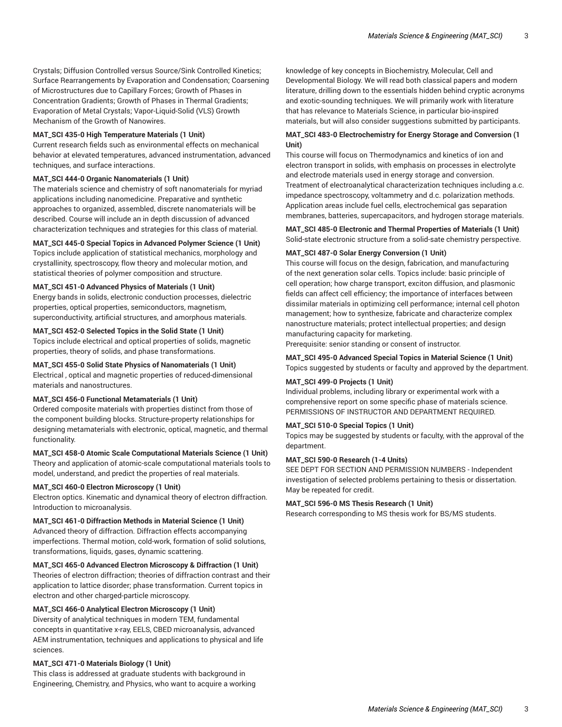Crystals; Diffusion Controlled versus Source/Sink Controlled Kinetics; Surface Rearrangements by Evaporation and Condensation; Coarsening of Microstructures due to Capillary Forces; Growth of Phases in Concentration Gradients; Growth of Phases in Thermal Gradients; Evaporation of Metal Crystals; Vapor-Liquid-Solid (VLS) Growth Mechanism of the Growth of Nanowires.

**MAT_SCI 435-0 High Temperature Materials (1 Unit)**
Current research fields such as environmental effects on mechanical behavior at elevated temperatures, advanced instrumentation, advanced techniques, and surface interactions.

**MAT_SCI 444-0 Organic Nanomaterials (1 Unit)**
The materials science and chemistry of soft nanomaterials for myriad applications including nanomedicine. Preparative and synthetic approaches to organized, assembled, discrete nanomaterials will be described. Course will include an in depth discussion of advanced characterization techniques and strategies for this class of material.

**MAT_SCI 445-0 Special Topics in Advanced Polymer Science (1 Unit)**
Topics include application of statistical mechanics, morphology and crystallinity, spectroscopy, flow theory and molecular motion, and statistical theories of polymer composition and structure.

**MAT_SCI 451-0 Advanced Physics of Materials (1 Unit)**
Energy bands in solids, electronic conduction processes, dielectric properties, optical properties, semiconductors, magnetism, superconductivity, artificial structures, and amorphous materials.

**MAT_SCI 452-0 Selected Topics in the Solid State (1 Unit)**
Topics include electrical and optical properties of solids, magnetic properties, theory of solids, and phase transformations.

**MAT_SCI 455-0 Solid State Physics of Nanomaterials (1 Unit)**
Electrical , optical and magnetic properties of reduced-dimensional materials and nanostructures.

**MAT_SCI 456-0 Functional Metamaterials (1 Unit)**
Ordered composite materials with properties distinct from those of the component building blocks. Structure-property relationships for designing metamaterials with electronic, optical, magnetic, and thermal functionality.

**MAT_SCI 458-0 Atomic Scale Computational Materials Science (1 Unit)**
Theory and application of atomic-scale computational materials tools to model, understand, and predict the properties of real materials.

**MAT_SCI 460-0 Electron Microscopy (1 Unit)**
Electron optics. Kinematic and dynamical theory of electron diffraction. Introduction to microanalysis.

**MAT_SCI 461-0 Diffraction Methods in Material Science (1 Unit)**
Advanced theory of diffraction. Diffraction effects accompanying imperfections. Thermal motion, cold-work, formation of solid solutions, transformations, liquids, gases, dynamic scattering.

**MAT_SCI 465-0 Advanced Electron Microscopy & Diffraction (1 Unit)**
Theories of electron diffraction; theories of diffraction contrast and their application to lattice disorder; phase transformation. Current topics in electron and other charged-particle microscopy.

**MAT_SCI 466-0 Analytical Electron Microscopy (1 Unit)**
Diversity of analytical techniques in modern TEM, fundamental concepts in quantitative x-ray, EELS, CBED microanalysis, advanced AEM instrumentation, techniques and applications to physical and life sciences.

**MAT_SCI 471-0 Materials Biology (1 Unit)**
This class is addressed at graduate students with background in Engineering, Chemistry, and Physics, who want to acquire a working knowledge of key concepts in Biochemistry, Molecular, Cell and Developmental Biology. We will read both classical papers and modern literature, drilling down to the essentials hidden behind cryptic acronyms and exotic-sounding techniques. We will primarily work with literature that has relevance to Materials Science, in particular bio-inspired materials, but will also consider suggestions submitted by participants.

**MAT_SCI 483-0 Electrochemistry for Energy Storage and Conversion (1 Unit)**
This course will focus on Thermodynamics and kinetics of ion and electron transport in solids, with emphasis on processes in electrolyte and electrode materials used in energy storage and conversion. Treatment of electroanalytical characterization techniques including a.c. impedance spectroscopy, voltammetry and d.c. polarization methods. Application areas include fuel cells, electrochemical gas separation membranes, batteries, supercapacitors, and hydrogen storage materials.

**MAT_SCI 485-0 Electronic and Thermal Properties of Materials (1 Unit)**
Solid-state electronic structure from a solid-sate chemistry perspective.

**MAT_SCI 487-0 Solar Energy Conversion (1 Unit)**
This course will focus on the design, fabrication, and manufacturing of the next generation solar cells. Topics include: basic principle of cell operation; how charge transport, exciton diffusion, and plasmonic fields can affect cell efficiency; the importance of interfaces between dissimilar materials in optimizing cell performance; internal cell photon management; how to synthesize, fabricate and characterize complex nanostructure materials; protect intellectual properties; and design manufacturing capacity for marketing.
Prerequisite: senior standing or consent of instructor.

**MAT_SCI 495-0 Advanced Special Topics in Material Science (1 Unit)**
Topics suggested by students or faculty and approved by the department.

**MAT_SCI 499-0 Projects (1 Unit)**
Individual problems, including library or experimental work with a comprehensive report on some specific phase of materials science. PERMISSIONS OF INSTRUCTOR AND DEPARTMENT REQUIRED.

**MAT_SCI 510-0 Special Topics (1 Unit)**
Topics may be suggested by students or faculty, with the approval of the department.

**MAT_SCI 590-0 Research (1-4 Units)**
SEE DEPT FOR SECTION AND PERMISSION NUMBERS - Independent investigation of selected problems pertaining to thesis or dissertation. May be repeated for credit.

**MAT_SCI 596-0 MS Thesis Research (1 Unit)**
Research corresponding to MS thesis work for BS/MS students.